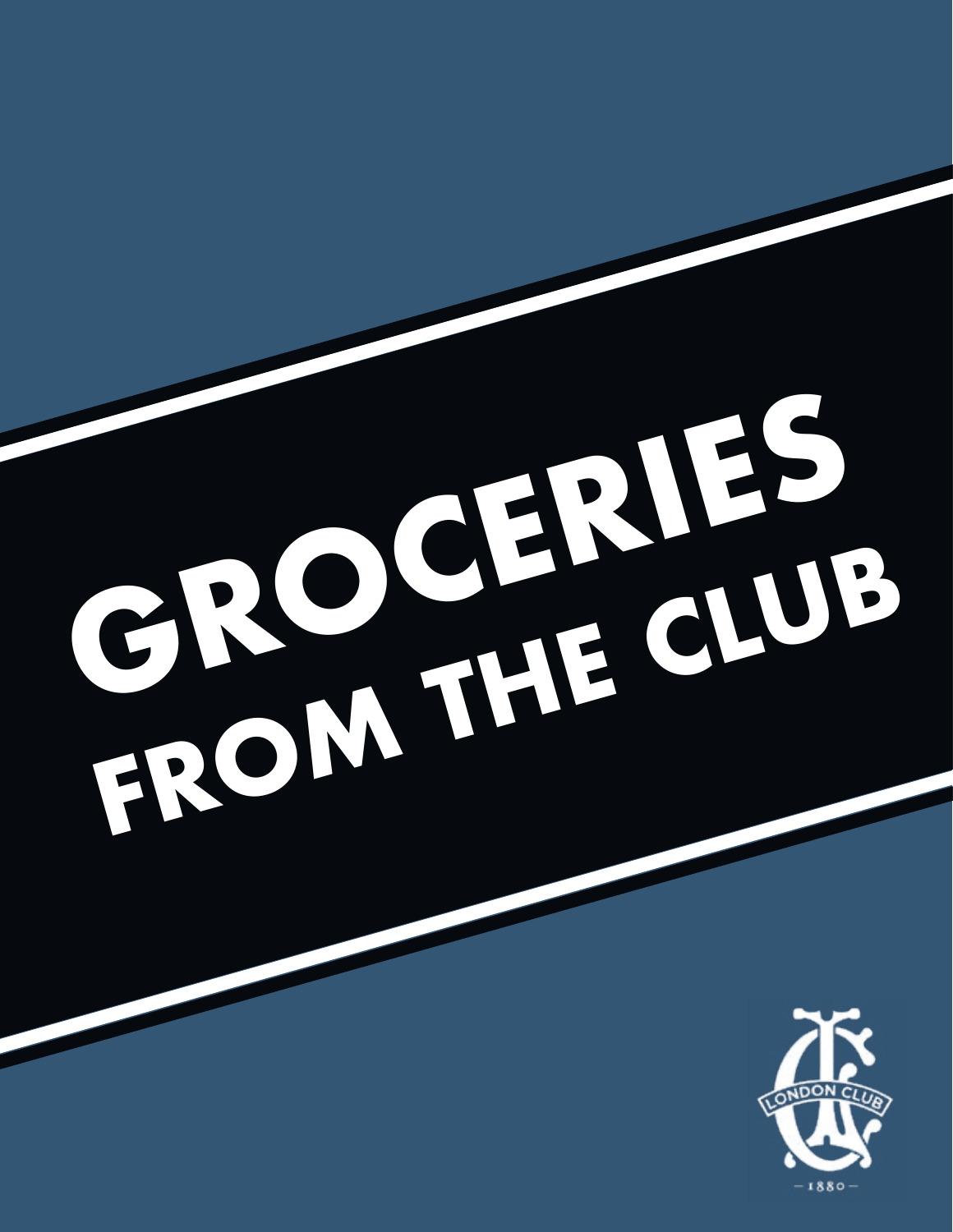# GROCERIES FROM THE CLUB

LONDON CLUB

— 1880 —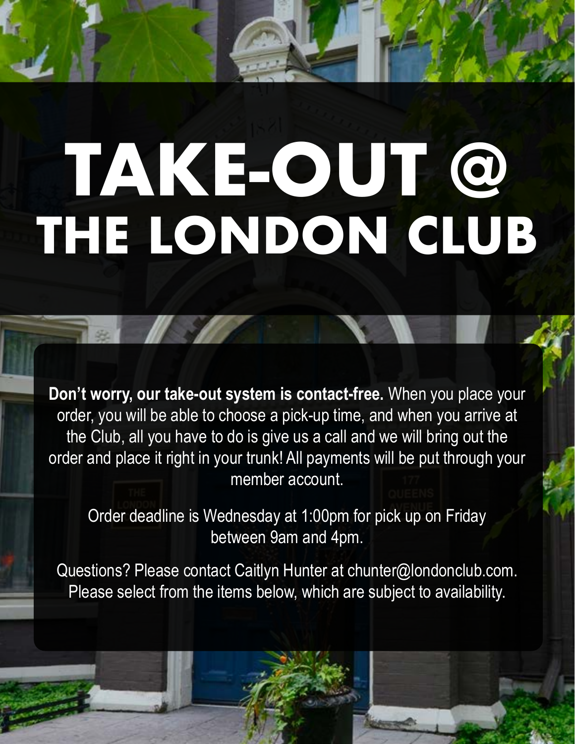# TAKE-OUT @ THE LONDON CLUB

**Don't worry, our take-out system is contact-free.** When you place your order, you will be able to choose a pick-up time, and when you arrive at the Club, all you have to do is give us a call and we will bring out the order and place it right in your trunk! All payments will be put through your member account.

Order deadline is Wednesday at 1:00pm for pick up on Friday between 9am and 4pm.

Questions? Please contact Caitlyn Hunter at chunter@londonclub.com. Please select from the items below, which are subject to availability.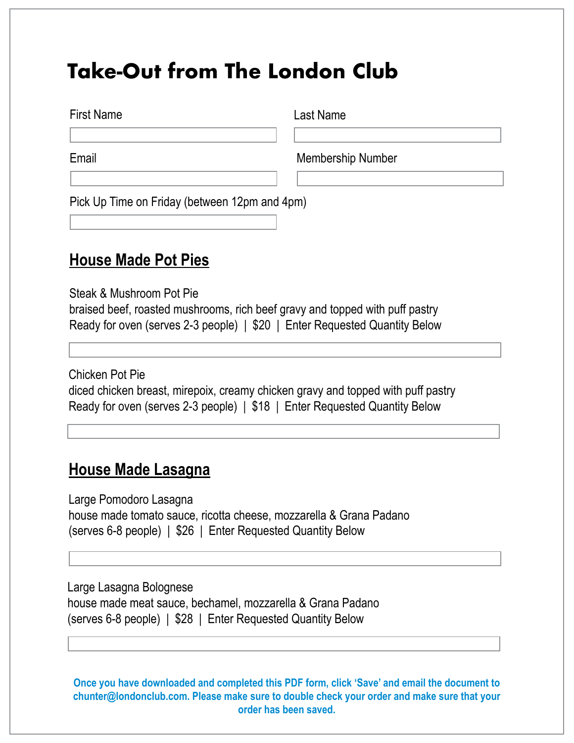# Take-Out from The London Club

First Name

Last Name

Email

Membership Number

Pick Up Time on Friday (between 12pm and 4pm)

## House Made Pot Pies

Steak & Mushroom Pot Pie
braised beef, roasted mushrooms, rich beef gravy and topped with puff pastry
Ready for oven (serves 2-3 people) | $20 | Enter Requested Quantity Below

Chicken Pot Pie
diced chicken breast, mirepoix, creamy chicken gravy and topped with puff pastry
Ready for oven (serves 2-3 people) | $18 | Enter Requested Quantity Below

## House Made Lasagna

Large Pomodoro Lasagna
house made tomato sauce, ricotta cheese, mozzarella & Grana Padano
(serves 6-8 people) | $26 | Enter Requested Quantity Below

Large Lasagna Bolognese
house made meat sauce, bechamel, mozzarella & Grana Padano
(serves 6-8 people) | $28 | Enter Requested Quantity Below

**Once you have downloaded and completed this PDF form, click 'Save' and email the document to chunter@londonclub.com. Please make sure to double check your order and make sure that your order has been saved.**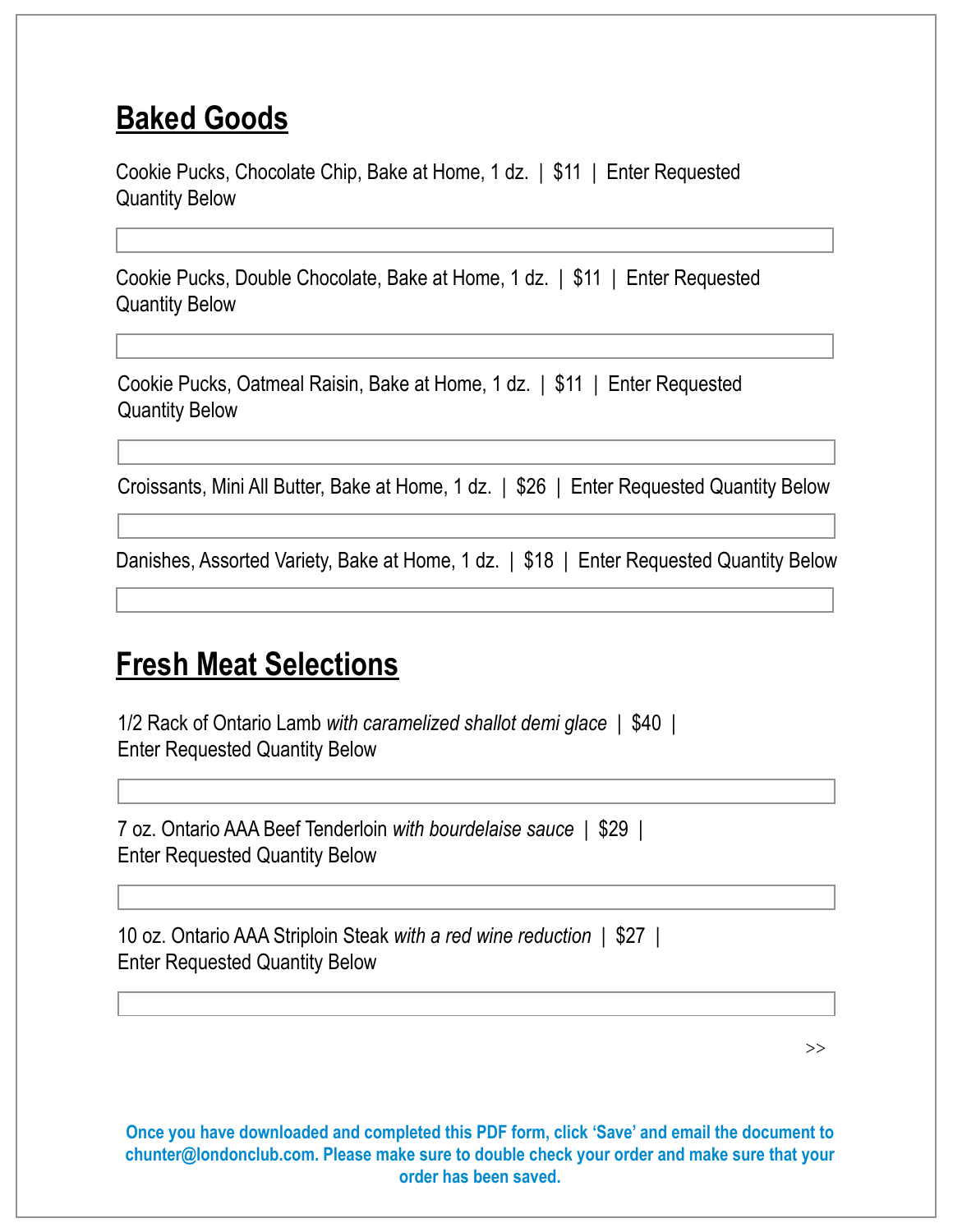## Baked Goods

Cookie Pucks, Chocolate Chip, Bake at Home, 1 dz. | $11 | Enter Requested Quantity Below

Cookie Pucks, Double Chocolate, Bake at Home, 1 dz. | $11 | Enter Requested Quantity Below

Cookie Pucks, Oatmeal Raisin, Bake at Home, 1 dz. | $11 | Enter Requested Quantity Below

Croissants, Mini All Butter, Bake at Home, 1 dz. | $26 | Enter Requested Quantity Below

Danishes, Assorted Variety, Bake at Home, 1 dz. | $18 | Enter Requested Quantity Below

## Fresh Meat Selections

1/2 Rack of Ontario Lamb *with caramelized shallot demi glace* | $40 | Enter Requested Quantity Below

7 oz. Ontario AAA Beef Tenderloin *with bourdelaise sauce* | $29 | Enter Requested Quantity Below

10 oz. Ontario AAA Striploin Steak *with a red wine reduction* | $27 | Enter Requested Quantity Below

>>

**Once you have downloaded and completed this PDF form, click 'Save' and email the document to chunter@londonclub.com. Please make sure to double check your order and make sure that your order has been saved.**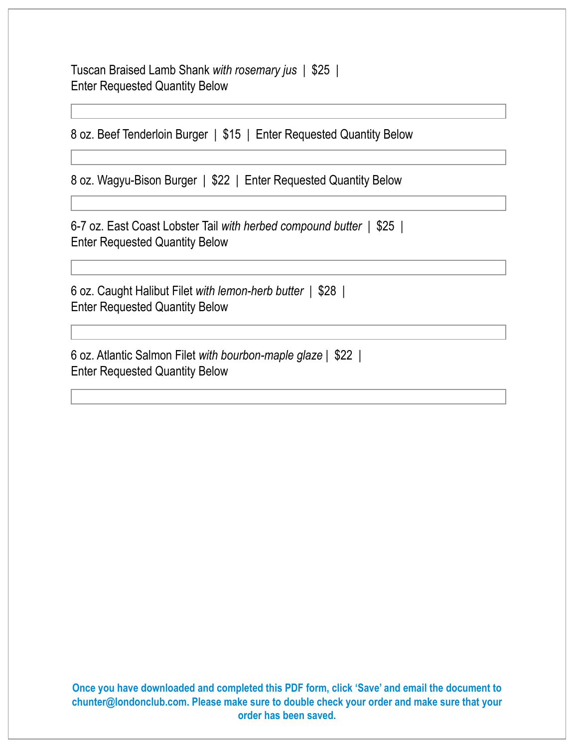Tuscan Braised Lamb Shank *with rosemary jus* | $25 |
Enter Requested Quantity Below

8 oz. Beef Tenderloin Burger | $15 | Enter Requested Quantity Below

8 oz. Wagyu-Bison Burger | $22 | Enter Requested Quantity Below

6-7 oz. East Coast Lobster Tail *with herbed compound butter* | $25 |
Enter Requested Quantity Below

6 oz. Caught Halibut Filet *with lemon-herb butter* | $28 |
Enter Requested Quantity Below

6 oz. Atlantic Salmon Filet *with bourbon-maple glaze* | $22 |
Enter Requested Quantity Below

**Once you have downloaded and completed this PDF form, click 'Save' and email the document to chunter@londonclub.com. Please make sure to double check your order and make sure that your order has been saved.**